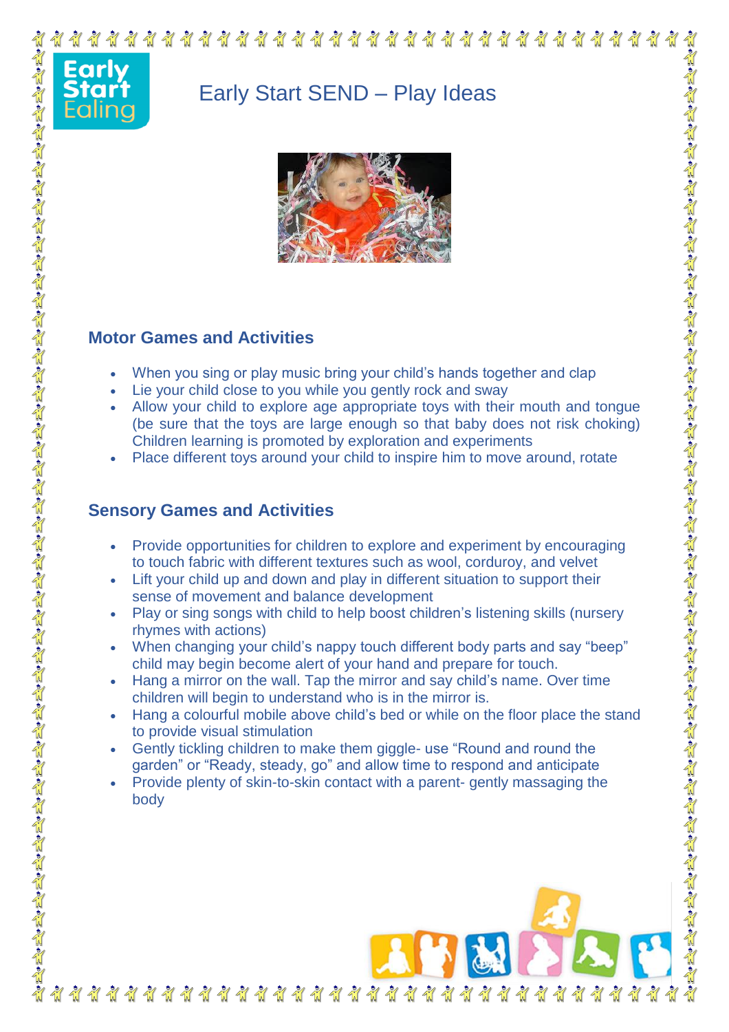Early Start Ealing

# Early Start SEND – Play Ideas

## Motor Games and Activities

- When you sing or play music bring your child's hands together and clap
- Lie your child close to you while you gently rock and sway
- Allow your child to explore age appropriate toys with their mouth and tongue (be sure that the toys are large enough so that baby does not risk choking) Children learning is promoted by exploration and experiments
- Place different toys around your child to inspire him to move around, rotate

## Sensory Games and Activities

- Provide opportunities for children to explore and experiment by encouraging to touch fabric with different textures such as wool, corduroy, and velvet
- Lift your child up and down and play in different situation to support their sense of movement and balance development
- Play or sing songs with child to help boost children's listening skills (nursery rhymes with actions)
- When changing your child's nappy touch different body parts and say "beep" child may begin become alert of your hand and prepare for touch.
- Hang a mirror on the wall. Tap the mirror and say child's name. Over time children will begin to understand who is in the mirror is.
- Hang a colourful mobile above child's bed or while on the floor place the stand to provide visual stimulation
- Gently tickling children to make them giggle- use "Round and round the garden" or "Ready, steady, go" and allow time to respond and anticipate
- Provide plenty of skin-to-skin contact with a parent- gently massaging the body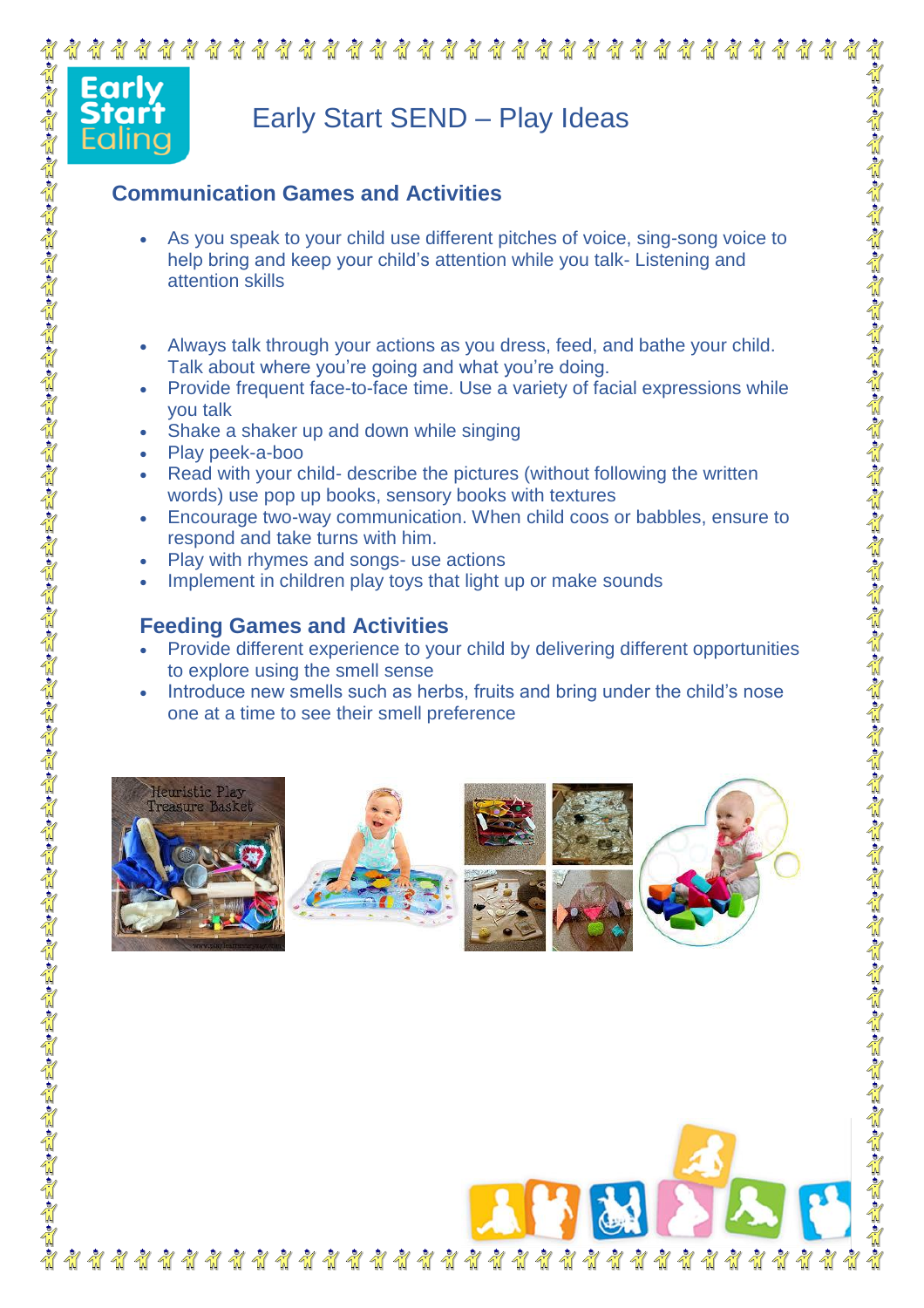# Early Start SEND – Play Ideas

## Communication Games and Activities

- As you speak to your child use different pitches of voice, sing-song voice to help bring and keep your child's attention while you talk- Listening and attention skills

- Always talk through your actions as you dress, feed, and bathe your child. Talk about where you're going and what you're doing.
- Provide frequent face-to-face time. Use a variety of facial expressions while you talk
- Shake a shaker up and down while singing
- Play peek-a-boo
- Read with your child- describe the pictures (without following the written words) use pop up books, sensory books with textures
- Encourage two-way communication. When child coos or babbles, ensure to respond and take turns with him.
- Play with rhymes and songs- use actions
- Implement in children play toys that light up or make sounds

## Feeding Games and Activities

- Provide different experience to your child by delivering different opportunities to explore using the smell sense
- Introduce new smells such as herbs, fruits and bring under the child's nose one at a time to see their smell preference